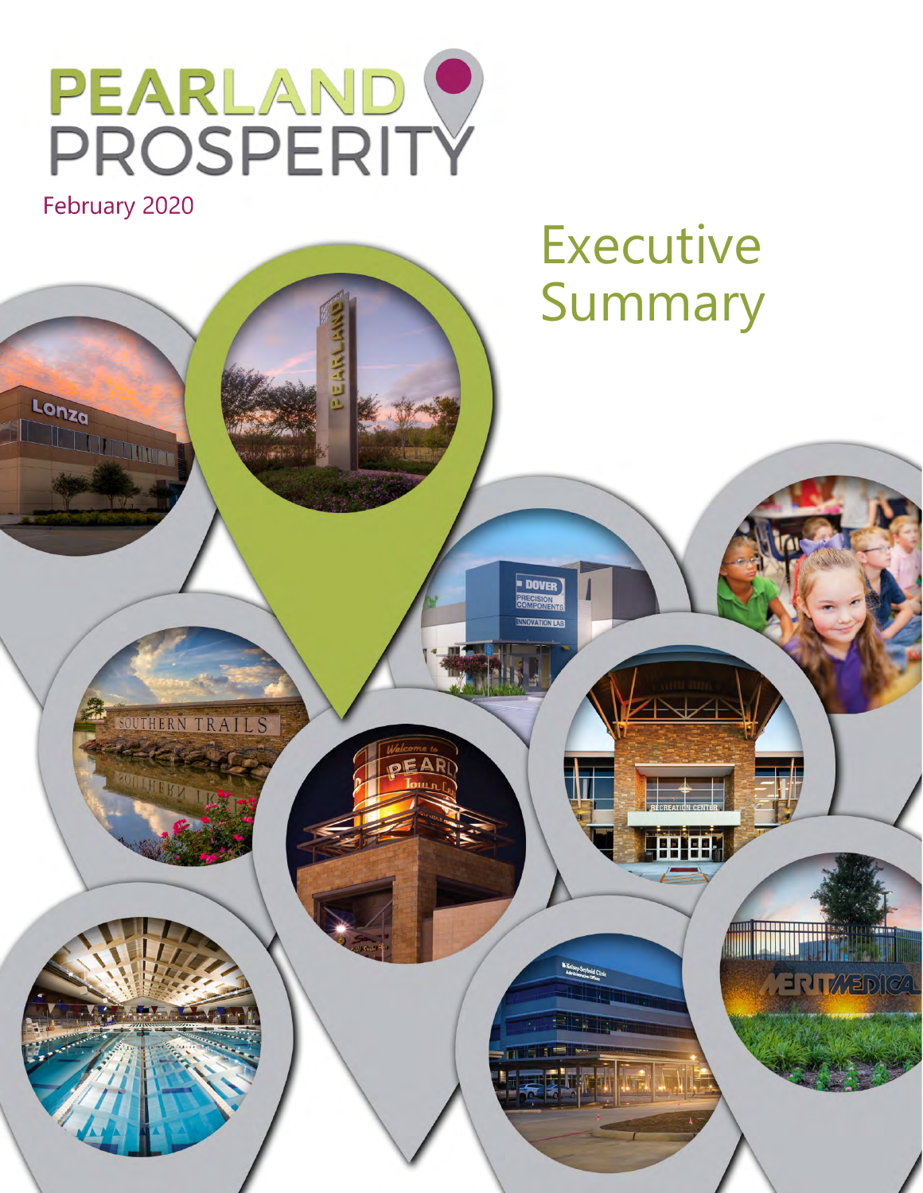# PEARLAND PROSPERITY

February 2020

# Executive Summary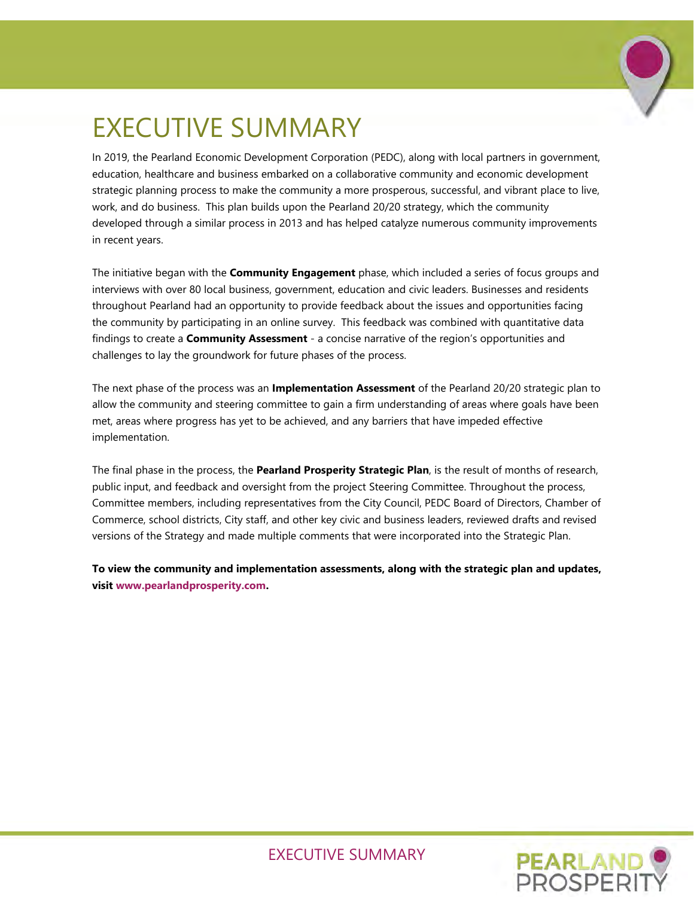# EXECUTIVE SUMMARY

In 2019, the Pearland Economic Development Corporation (PEDC), along with local partners in government, education, healthcare and business embarked on a collaborative community and economic development strategic planning process to make the community a more prosperous, successful, and vibrant place to live, work, and do business. This plan builds upon the Pearland 20/20 strategy, which the community developed through a similar process in 2013 and has helped catalyze numerous community improvements in recent years.

The initiative began with the **Community Engagement** phase, which included a series of focus groups and interviews with over 80 local business, government, education and civic leaders. Businesses and residents throughout Pearland had an opportunity to provide feedback about the issues and opportunities facing the community by participating in an online survey. This feedback was combined with quantitative data findings to create a **Community Assessment** - a concise narrative of the region's opportunities and challenges to lay the groundwork for future phases of the process.

The next phase of the process was an **Implementation Assessment** of the Pearland 20/20 strategic plan to allow the community and steering committee to gain a firm understanding of areas where goals have been met, areas where progress has yet to be achieved, and any barriers that have impeded effective implementation.

The final phase in the process, the **Pearland Prosperity Strategic Plan**, is the result of months of research, public input, and feedback and oversight from the project Steering Committee. Throughout the process, Committee members, including representatives from the City Council, PEDC Board of Directors, Chamber of Commerce, school districts, City staff, and other key civic and business leaders, reviewed drafts and revised versions of the Strategy and made multiple comments that were incorporated into the Strategic Plan.

**To view the community and implementation assessments, along with the strategic plan and updates, visit www.pearlandprosperity.com.**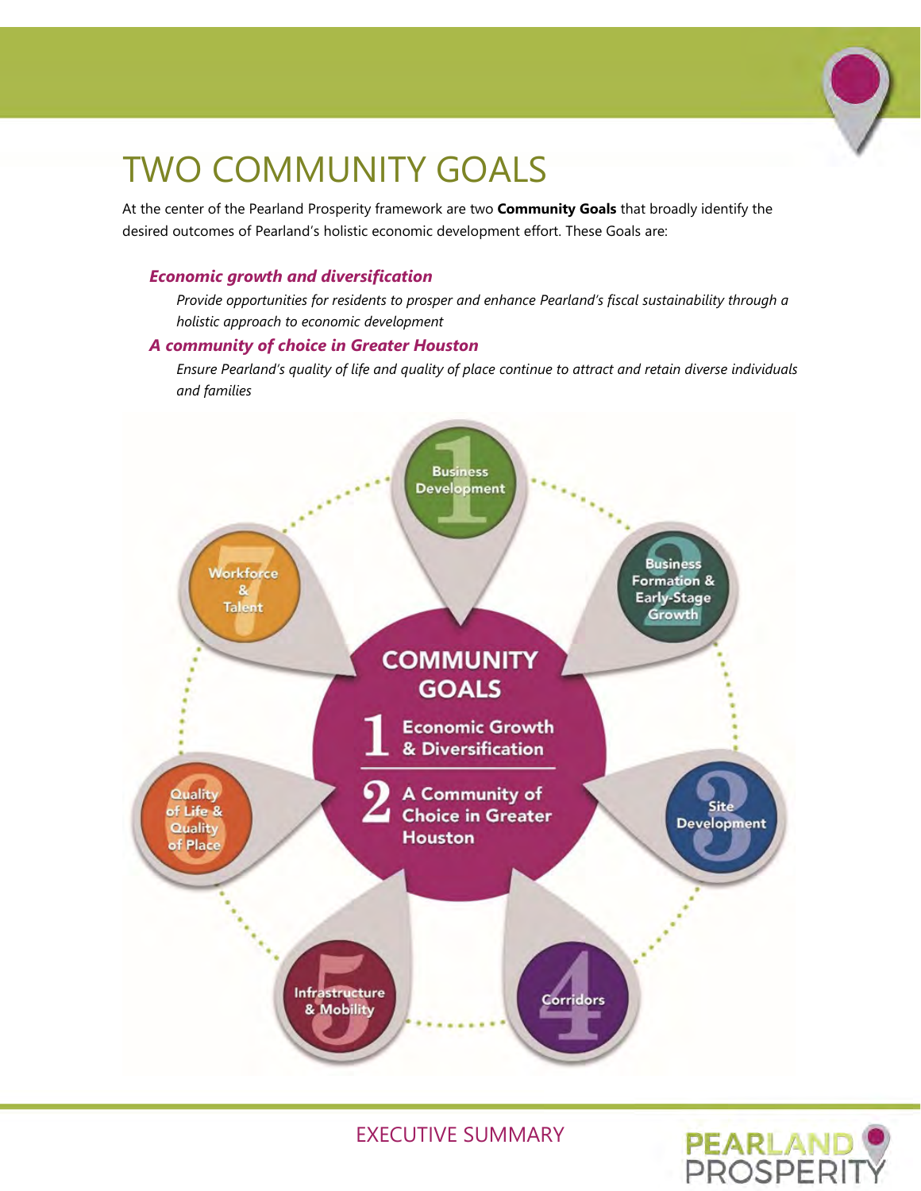# TWO COMMUNITY GOALS

At the center of the Pearland Prosperity framework are two **Community Goals** that broadly identify the desired outcomes of Pearland's holistic economic development effort. These Goals are:

***Economic growth and diversification***

*Provide opportunities for residents to prosper and enhance Pearland's fiscal sustainability through a holistic approach to economic development*

***A community of choice in Greater Houston***

*Ensure Pearland's quality of life and quality of place continue to attract and retain diverse individuals and families*

**COMMUNITY GOALS**

1. Economic Growth & Diversification
2. A Community of Choice in Greater Houston

1. Business Development
2. Business Formation & Early-Stage Growth
3. Site Development
4. Corridors
5. Infrastructure & Mobility
6. Quality of Life & Quality of Place
7. Workforce & Talent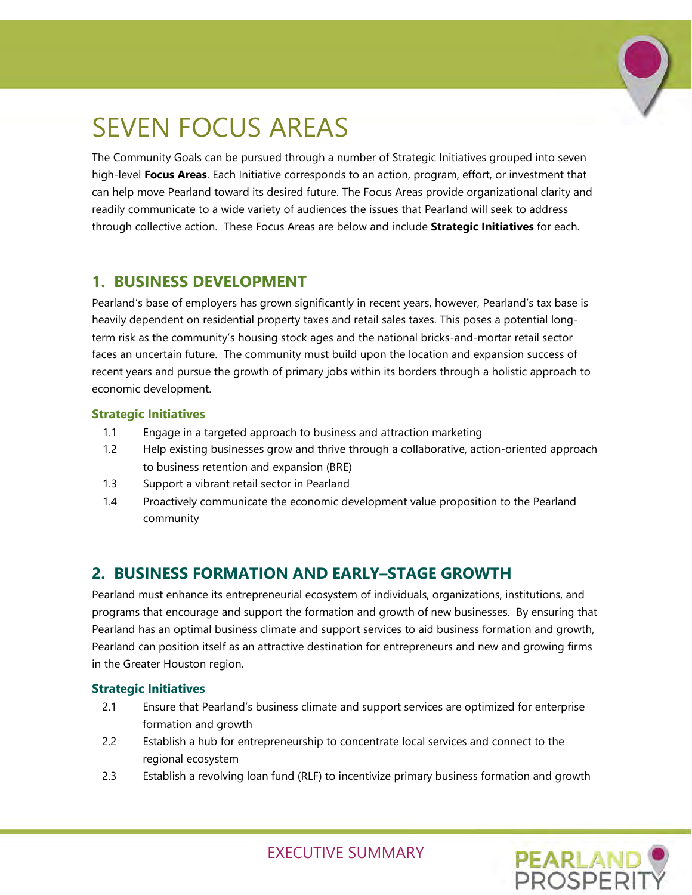# SEVEN FOCUS AREAS

The Community Goals can be pursued through a number of Strategic Initiatives grouped into seven high-level **Focus Areas**. Each Initiative corresponds to an action, program, effort, or investment that can help move Pearland toward its desired future. The Focus Areas provide organizational clarity and readily communicate to a wide variety of audiences the issues that Pearland will seek to address through collective action. These Focus Areas are below and include **Strategic Initiatives** for each.

## 1. BUSINESS DEVELOPMENT

Pearland's base of employers has grown significantly in recent years, however, Pearland's tax base is heavily dependent on residential property taxes and retail sales taxes. This poses a potential long-term risk as the community's housing stock ages and the national bricks-and-mortar retail sector faces an uncertain future. The community must build upon the location and expansion success of recent years and pursue the growth of primary jobs within its borders through a holistic approach to economic development.

### Strategic Initiatives

- 1.1 Engage in a targeted approach to business and attraction marketing
- 1.2 Help existing businesses grow and thrive through a collaborative, action-oriented approach to business retention and expansion (BRE)
- 1.3 Support a vibrant retail sector in Pearland
- 1.4 Proactively communicate the economic development value proposition to the Pearland community

## 2. BUSINESS FORMATION AND EARLY–STAGE GROWTH

Pearland must enhance its entrepreneurial ecosystem of individuals, organizations, institutions, and programs that encourage and support the formation and growth of new businesses. By ensuring that Pearland has an optimal business climate and support services to aid business formation and growth, Pearland can position itself as an attractive destination for entrepreneurs and new and growing firms in the Greater Houston region.

### Strategic Initiatives

- 2.1 Ensure that Pearland's business climate and support services are optimized for enterprise formation and growth
- 2.2 Establish a hub for entrepreneurship to concentrate local services and connect to the regional ecosystem
- 2.3 Establish a revolving loan fund (RLF) to incentivize primary business formation and growth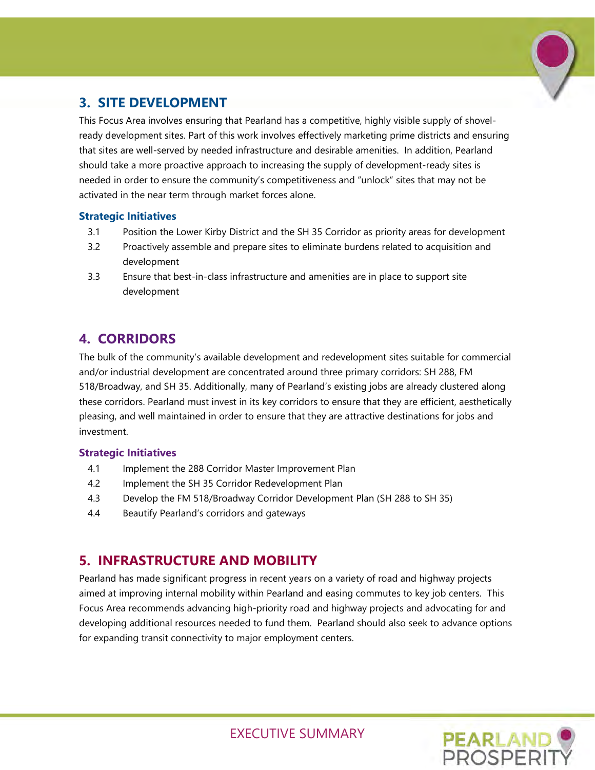## 3. SITE DEVELOPMENT

This Focus Area involves ensuring that Pearland has a competitive, highly visible supply of shovel-ready development sites. Part of this work involves effectively marketing prime districts and ensuring that sites are well-served by needed infrastructure and desirable amenities. In addition, Pearland should take a more proactive approach to increasing the supply of development-ready sites is needed in order to ensure the community's competitiveness and "unlock" sites that may not be activated in the near term through market forces alone.

### Strategic Initiatives

- 3.1 Position the Lower Kirby District and the SH 35 Corridor as priority areas for development
- 3.2 Proactively assemble and prepare sites to eliminate burdens related to acquisition and development
- 3.3 Ensure that best-in-class infrastructure and amenities are in place to support site development

## 4. CORRIDORS

The bulk of the community's available development and redevelopment sites suitable for commercial and/or industrial development are concentrated around three primary corridors: SH 288, FM 518/Broadway, and SH 35. Additionally, many of Pearland's existing jobs are already clustered along these corridors. Pearland must invest in its key corridors to ensure that they are efficient, aesthetically pleasing, and well maintained in order to ensure that they are attractive destinations for jobs and investment.

### Strategic Initiatives

- 4.1 Implement the 288 Corridor Master Improvement Plan
- 4.2 Implement the SH 35 Corridor Redevelopment Plan
- 4.3 Develop the FM 518/Broadway Corridor Development Plan (SH 288 to SH 35)
- 4.4 Beautify Pearland's corridors and gateways

## 5. INFRASTRUCTURE AND MOBILITY

Pearland has made significant progress in recent years on a variety of road and highway projects aimed at improving internal mobility within Pearland and easing commutes to key job centers. This Focus Area recommends advancing high-priority road and highway projects and advocating for and developing additional resources needed to fund them. Pearland should also seek to advance options for expanding transit connectivity to major employment centers.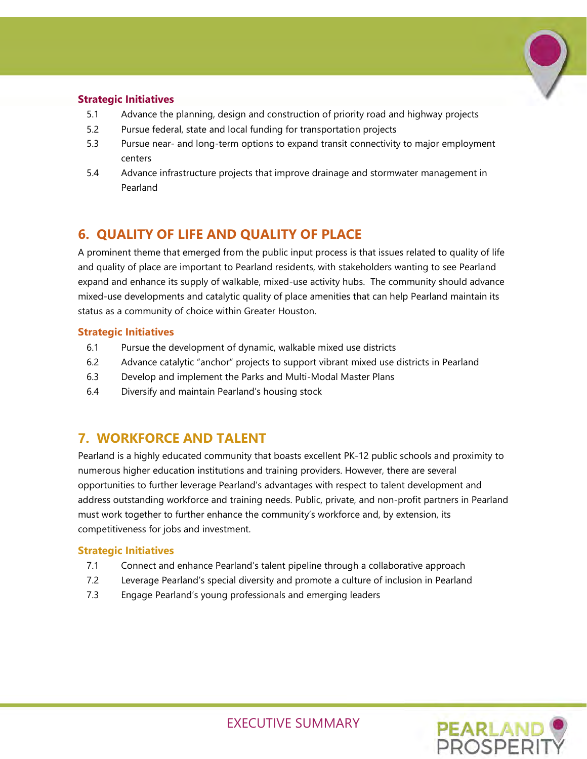### Strategic Initiatives

5.1 Advance the planning, design and construction of priority road and highway projects

5.2 Pursue federal, state and local funding for transportation projects

5.3 Pursue near- and long-term options to expand transit connectivity to major employment centers

5.4 Advance infrastructure projects that improve drainage and stormwater management in Pearland

## 6. QUALITY OF LIFE AND QUALITY OF PLACE

A prominent theme that emerged from the public input process is that issues related to quality of life and quality of place are important to Pearland residents, with stakeholders wanting to see Pearland expand and enhance its supply of walkable, mixed-use activity hubs. The community should advance mixed-use developments and catalytic quality of place amenities that can help Pearland maintain its status as a community of choice within Greater Houston.

### Strategic Initiatives

6.1 Pursue the development of dynamic, walkable mixed use districts

6.2 Advance catalytic "anchor" projects to support vibrant mixed use districts in Pearland

6.3 Develop and implement the Parks and Multi-Modal Master Plans

6.4 Diversify and maintain Pearland's housing stock

## 7. WORKFORCE AND TALENT

Pearland is a highly educated community that boasts excellent PK-12 public schools and proximity to numerous higher education institutions and training providers. However, there are several opportunities to further leverage Pearland's advantages with respect to talent development and address outstanding workforce and training needs. Public, private, and non-profit partners in Pearland must work together to further enhance the community's workforce and, by extension, its competitiveness for jobs and investment.

### Strategic Initiatives

7.1 Connect and enhance Pearland's talent pipeline through a collaborative approach

7.2 Leverage Pearland's special diversity and promote a culture of inclusion in Pearland

7.3 Engage Pearland's young professionals and emerging leaders